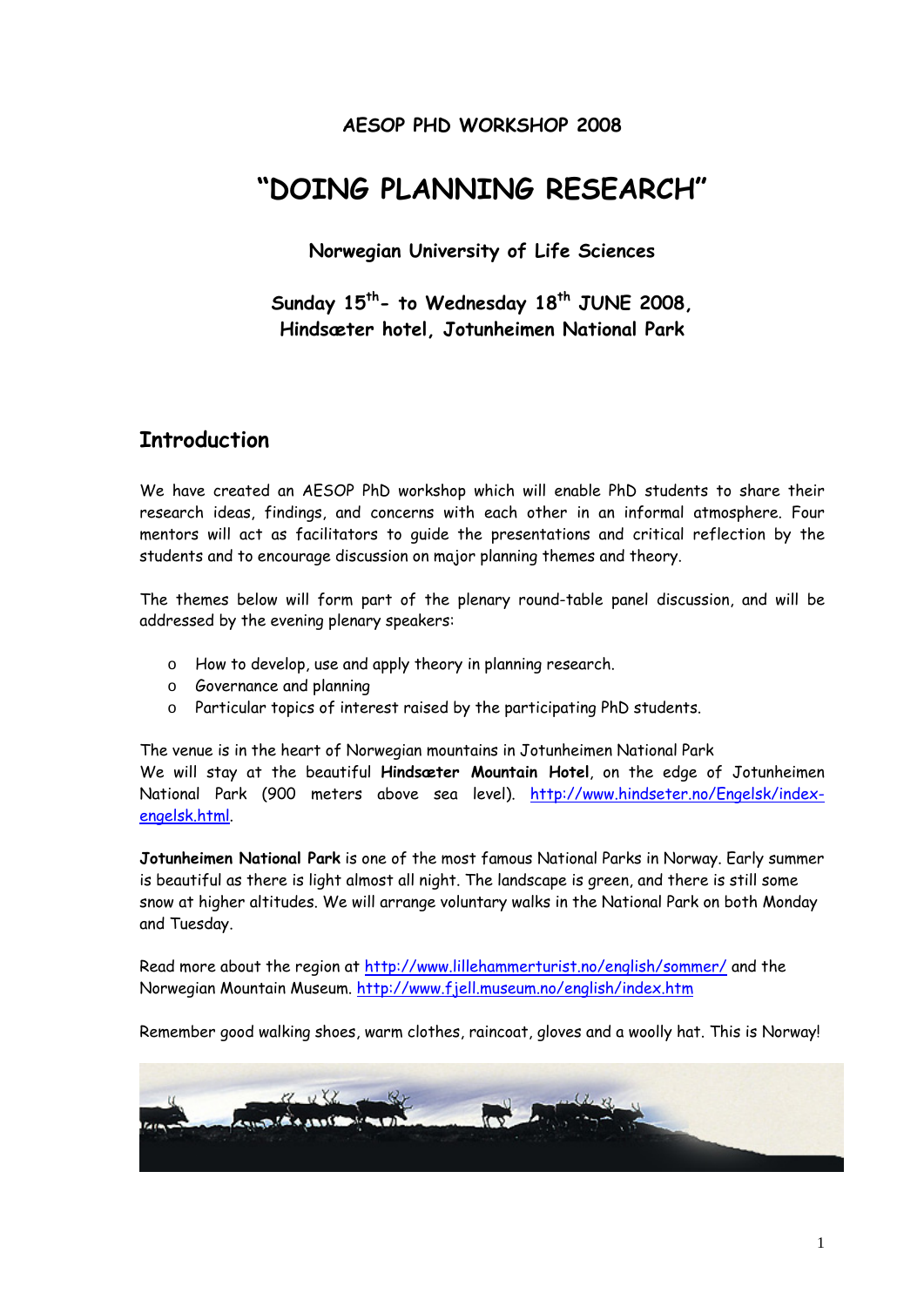**AESOP PHD WORKSHOP 2008**

# "DOING PLANNING RESEARCH"

**Norwegian University of Life Sciences**

**Sunday 15th- to Wednesday 18th JUNE 2008,**
**Hindsæter hotel, Jotunheimen National Park**

## Introduction

We have created an AESOP PhD workshop which will enable PhD students to share their research ideas, findings, and concerns with each other in an informal atmosphere. Four mentors will act as facilitators to guide the presentations and critical reflection by the students and to encourage discussion on major planning themes and theory.

The themes below will form part of the plenary round-table panel discussion, and will be addressed by the evening plenary speakers:

- How to develop, use and apply theory in planning research.
- Governance and planning
- Particular topics of interest raised by the participating PhD students.

The venue is in the heart of Norwegian mountains in Jotunheimen National Park
We will stay at the beautiful **Hindsæter Mountain Hotel**, on the edge of Jotunheimen National Park (900 meters above sea level). http://www.hindseter.no/Engelsk/index-engelsk.html.

**Jotunheimen National Park** is one of the most famous National Parks in Norway. Early summer is beautiful as there is light almost all night. The landscape is green, and there is still some snow at higher altitudes. We will arrange voluntary walks in the National Park on both Monday and Tuesday.

Read more about the region at http://www.lillehammerturist.no/english/sommer/ and the Norwegian Mountain Museum. http://www.fjell.museum.no/english/index.htm

Remember good walking shoes, warm clothes, raincoat, gloves and a woolly hat. This is Norway!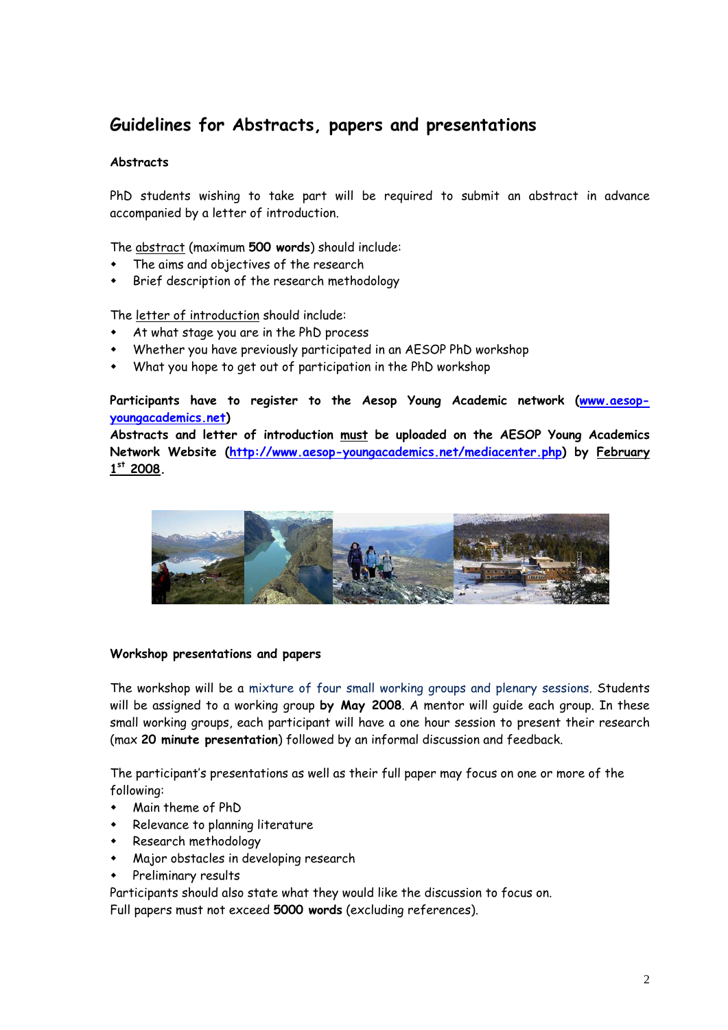## Guidelines for Abstracts, papers and presentations

### Abstracts

PhD students wishing to take part will be required to submit an abstract in advance accompanied by a letter of introduction.

The abstract (maximum **500 words**) should include:

- The aims and objectives of the research
- Brief description of the research methodology

The letter of introduction should include:

- At what stage you are in the PhD process
- Whether you have previously participated in an AESOP PhD workshop
- What you hope to get out of participation in the PhD workshop

**Participants have to register to the Aesop Young Academic network (www.aesop-youngacademics.net)**
**Abstracts and letter of introduction must be uploaded on the AESOP Young Academics Network Website (http://www.aesop-youngacademics.net/mediacenter.php) by February 1st 2008.**

### Workshop presentations and papers

The workshop will be a mixture of four small working groups and plenary sessions. Students will be assigned to a working group **by May 2008**. A mentor will guide each group. In these small working groups, each participant will have a one hour session to present their research (max **20 minute presentation**) followed by an informal discussion and feedback.

The participant's presentations as well as their full paper may focus on one or more of the following:

- Main theme of PhD
- Relevance to planning literature
- Research methodology
- Major obstacles in developing research
- Preliminary results

Participants should also state what they would like the discussion to focus on.
Full papers must not exceed **5000 words** (excluding references).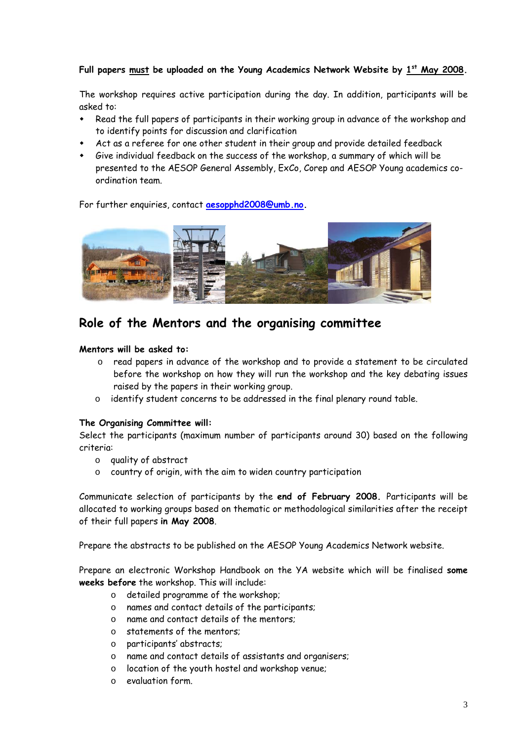**Full papers <u>must</u> be uploaded on the Young Academics Network Website by <u>1st May 2008</u>.**

The workshop requires active participation during the day. In addition, participants will be asked to:

- Read the full papers of participants in their working group in advance of the workshop and to identify points for discussion and clarification
- Act as a referee for one other student in their group and provide detailed feedback
- Give individual feedback on the success of the workshop, a summary of which will be presented to the AESOP General Assembly, ExCo, Corep and AESOP Young academics co-ordination team.

For further enquiries, contact **aesopphd2008@umb.no**.

## Role of the Mentors and the organising committee

**Mentors will be asked to:**

- read papers in advance of the workshop and to provide a statement to be circulated before the workshop on how they will run the workshop and the key debating issues raised by the papers in their working group.
- identify student concerns to be addressed in the final plenary round table.

**The Organising Committee will:**

Select the participants (maximum number of participants around 30) based on the following criteria:

- quality of abstract
- country of origin, with the aim to widen country participation

Communicate selection of participants by the **end of February 2008.** Participants will be allocated to working groups based on thematic or methodological similarities after the receipt of their full papers **in May 2008**.

Prepare the abstracts to be published on the AESOP Young Academics Network website.

Prepare an electronic Workshop Handbook on the YA website which will be finalised **some weeks before** the workshop. This will include:

- detailed programme of the workshop;
- names and contact details of the participants;
- name and contact details of the mentors;
- statements of the mentors;
- participants' abstracts;
- name and contact details of assistants and organisers;
- location of the youth hostel and workshop venue;
- evaluation form.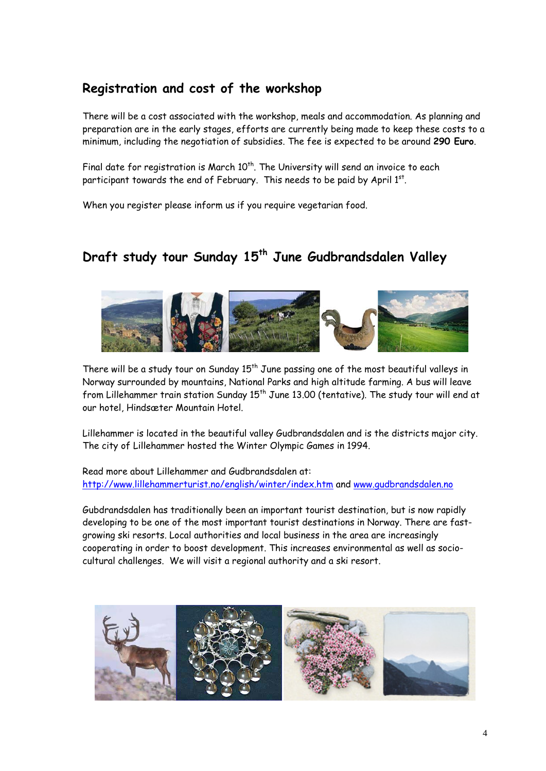## Registration and cost of the workshop

There will be a cost associated with the workshop, meals and accommodation. As planning and preparation are in the early stages, efforts are currently being made to keep these costs to a minimum, including the negotiation of subsidies. The fee is expected to be around **290 Euro**.

Final date for registration is March 10th. The University will send an invoice to each participant towards the end of February. This needs to be paid by April 1st.

When you register please inform us if you require vegetarian food.

## Draft study tour Sunday 15th June Gudbrandsdalen Valley

There will be a study tour on Sunday 15th June passing one of the most beautiful valleys in Norway surrounded by mountains, National Parks and high altitude farming. A bus will leave from Lillehammer train station Sunday 15th June 13.00 (tentative). The study tour will end at our hotel, Hindsæter Mountain Hotel.

Lillehammer is located in the beautiful valley Gudbrandsdalen and is the districts major city. The city of Lillehammer hosted the Winter Olympic Games in 1994.

Read more about Lillehammer and Gudbrandsdalen at: http://www.lillehammerturist.no/english/winter/index.htm and www.gudbrandsdalen.no

Gubdrandsdalen has traditionally been an important tourist destination, but is now rapidly developing to be one of the most important tourist destinations in Norway. There are fast-growing ski resorts. Local authorities and local business in the area are increasingly cooperating in order to boost development. This increases environmental as well as socio-cultural challenges. We will visit a regional authority and a ski resort.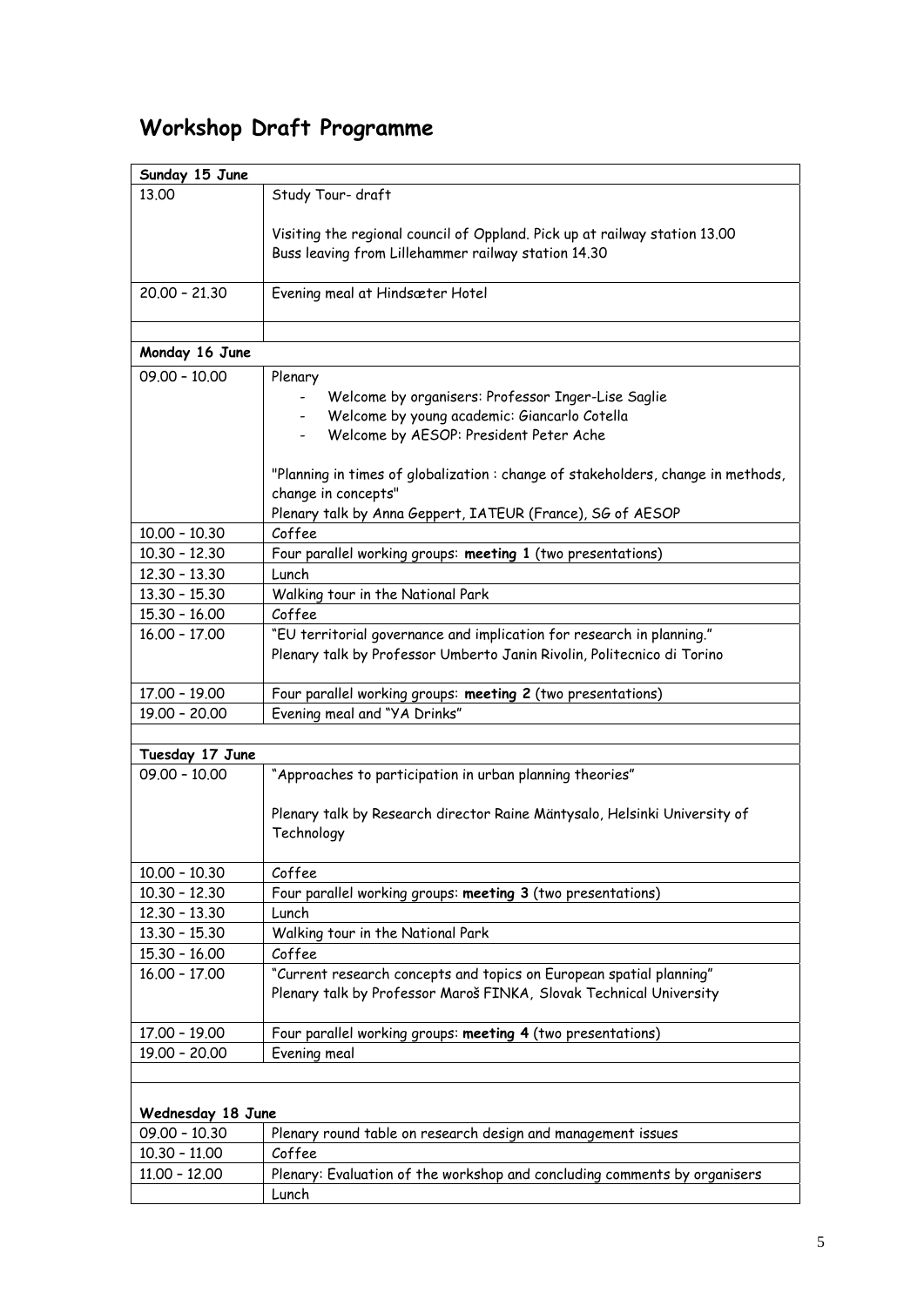## Workshop Draft Programme

| Sunday 15 June | |
|---|---|
| 13.00 | Study Tour- draft<br><br>Visiting the regional council of Oppland. Pick up at railway station 13.00<br>Buss leaving from Lillehammer railway station 14.30 |
| 20.00 – 21.30 | Evening meal at Hindsæter Hotel |
| | |
| **Monday 16 June** | |
| 09.00 – 10.00 | Plenary<br>- Welcome by organisers: Professor Inger-Lise Saglie<br>- Welcome by young academic: Giancarlo Cotella<br>- Welcome by AESOP: President Peter Ache<br><br>"Planning in times of globalization : change of stakeholders, change in methods, change in concepts"<br>Plenary talk by Anna Geppert, IATEUR (France), SG of AESOP |
| 10.00 – 10.30 | Coffee |
| 10.30 – 12.30 | Four parallel working groups: **meeting 1** (two presentations) |
| 12.30 – 13.30 | Lunch |
| 13.30 – 15.30 | Walking tour in the National Park |
| 15.30 – 16.00 | Coffee |
| 16.00 – 17.00 | "EU territorial governance and implication for research in planning."<br>Plenary talk by Professor Umberto Janin Rivolin, Politecnico di Torino |
| 17.00 – 19.00 | Four parallel working groups: **meeting 2** (two presentations) |
| 19.00 – 20.00 | Evening meal and "YA Drinks" |
| | |
| **Tuesday 17 June** | |
| 09.00 – 10.00 | "Approaches to participation in urban planning theories"<br><br>Plenary talk by Research director Raine Mäntysalo, Helsinki University of Technology |
| 10.00 – 10.30 | Coffee |
| 10.30 – 12.30 | Four parallel working groups: **meeting 3** (two presentations) |
| 12.30 – 13.30 | Lunch |
| 13.30 – 15.30 | Walking tour in the National Park |
| 15.30 – 16.00 | Coffee |
| 16.00 – 17.00 | "Current research concepts and topics on European spatial planning"<br>Plenary talk by Professor Maroš FINKA, Slovak Technical University |
| 17.00 – 19.00 | Four parallel working groups: **meeting 4** (two presentations) |
| 19.00 – 20.00 | Evening meal |
| | |
| **Wednesday 18 June** | |
| 09.00 – 10.30 | Plenary round table on research design and management issues |
| 10.30 – 11.00 | Coffee |
| 11.00 – 12.00 | Plenary: Evaluation of the workshop and concluding comments by organisers |
| | Lunch |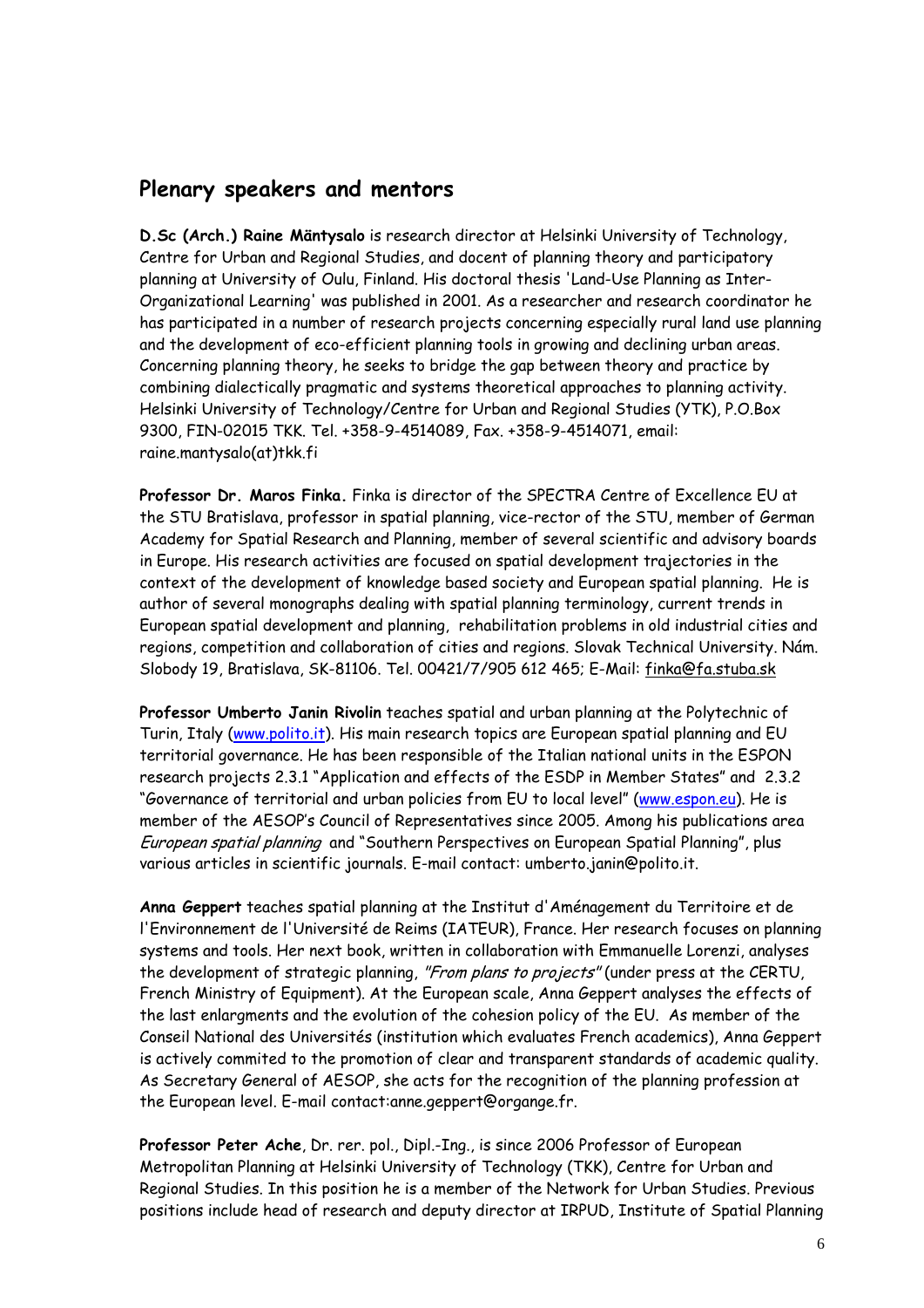## Plenary speakers and mentors

**D.Sc (Arch.) Raine Mäntysalo** is research director at Helsinki University of Technology, Centre for Urban and Regional Studies, and docent of planning theory and participatory planning at University of Oulu, Finland. His doctoral thesis 'Land-Use Planning as Inter-Organizational Learning' was published in 2001. As a researcher and research coordinator he has participated in a number of research projects concerning especially rural land use planning and the development of eco-efficient planning tools in growing and declining urban areas. Concerning planning theory, he seeks to bridge the gap between theory and practice by combining dialectically pragmatic and systems theoretical approaches to planning activity. Helsinki University of Technology/Centre for Urban and Regional Studies (YTK), P.O.Box 9300, FIN-02015 TKK. Tel. +358-9-4514089, Fax. +358-9-4514071, email: raine.mantysalo(at)tkk.fi

**Professor Dr. Maros Finka.** Finka is director of the SPECTRA Centre of Excellence EU at the STU Bratislava, professor in spatial planning, vice-rector of the STU, member of German Academy for Spatial Research and Planning, member of several scientific and advisory boards in Europe. His research activities are focused on spatial development trajectories in the context of the development of knowledge based society and European spatial planning. He is author of several monographs dealing with spatial planning terminology, current trends in European spatial development and planning, rehabilitation problems in old industrial cities and regions, competition and collaboration of cities and regions. Slovak Technical University. Nám. Slobody 19, Bratislava, SK-81106. Tel. 00421/7/905 612 465; E-Mail: finka@fa.stuba.sk

**Professor Umberto Janin Rivolin** teaches spatial and urban planning at the Polytechnic of Turin, Italy (www.polito.it). His main research topics are European spatial planning and EU territorial governance. He has been responsible of the Italian national units in the ESPON research projects 2.3.1 "Application and effects of the ESDP in Member States" and 2.3.2 "Governance of territorial and urban policies from EU to local level" (www.espon.eu). He is member of the AESOP's Council of Representatives since 2005. Among his publications area *European spatial planning* and "Southern Perspectives on European Spatial Planning", plus various articles in scientific journals. E-mail contact: umberto.janin@polito.it.

**Anna Geppert** teaches spatial planning at the Institut d'Aménagement du Territoire et de l'Environnement de l'Université de Reims (IATEUR), France. Her research focuses on planning systems and tools. Her next book, written in collaboration with Emmanuelle Lorenzi, analyses the development of strategic planning, *"From plans to projects"* (under press at the CERTU, French Ministry of Equipment). At the European scale, Anna Geppert analyses the effects of the last enlargments and the evolution of the cohesion policy of the EU. As member of the Conseil National des Universités (institution which evaluates French academics), Anna Geppert is actively commited to the promotion of clear and transparent standards of academic quality. As Secretary General of AESOP, she acts for the recognition of the planning profession at the European level. E-mail contact:anne.geppert@organge.fr.

**Professor Peter Ache**, Dr. rer. pol., Dipl.-Ing., is since 2006 Professor of European Metropolitan Planning at Helsinki University of Technology (TKK), Centre for Urban and Regional Studies. In this position he is a member of the Network for Urban Studies. Previous positions include head of research and deputy director at IRPUD, Institute of Spatial Planning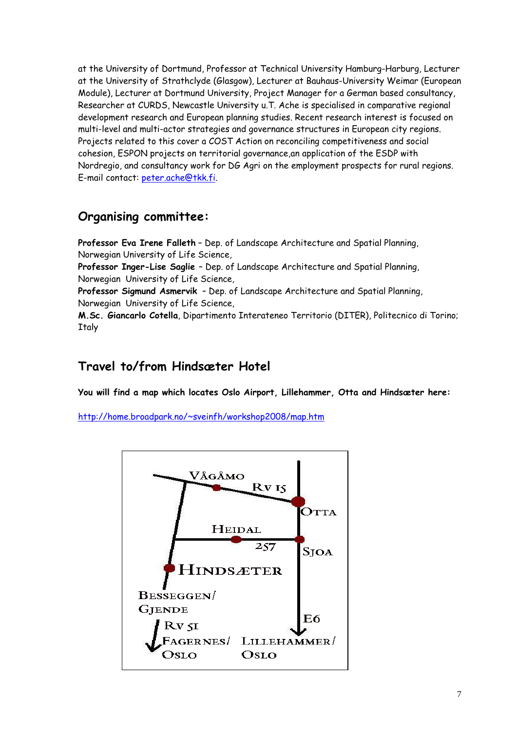at the University of Dortmund, Professor at Technical University Hamburg-Harburg, Lecturer at the University of Strathclyde (Glasgow), Lecturer at Bauhaus-University Weimar (European Module), Lecturer at Dortmund University, Project Manager for a German based consultancy, Researcher at CURDS, Newcastle University u.T. Ache is specialised in comparative regional development research and European planning studies. Recent research interest is focused on multi-level and multi-actor strategies and governance structures in European city regions. Projects related to this cover a COST Action on reconciling competitiveness and social cohesion, ESPON projects on territorial governance,an application of the ESDP with Nordregio, and consultancy work for DG Agri on the employment prospects for rural regions. E-mail contact: peter.ache@tkk.fi.

## Organising committee:

**Professor Eva Irene Falleth** – Dep. of Landscape Architecture and Spatial Planning, Norwegian University of Life Science,
**Professor Inger-Lise Saglie** – Dep. of Landscape Architecture and Spatial Planning, Norwegian University of Life Science,
**Professor Sigmund Asmervik** – Dep. of Landscape Architecture and Spatial Planning, Norwegian University of Life Science,
**M.Sc. Giancarlo Cotella**, Dipartimento Interateneo Territorio (DITER), Politecnico di Torino; Italy

## Travel to/from Hindsæter Hotel

**You will find a map which locates Oslo Airport, Lillehammer, Otta and Hindsæter here:**

http://home.broadpark.no/~sveinfh/workshop2008/map.htm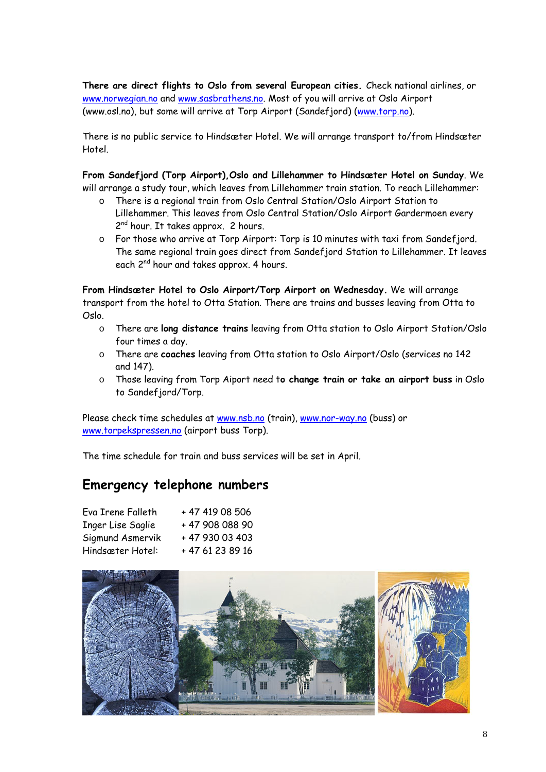**There are direct flights to Oslo from several European cities.** Check national airlines, or www.norwegian.no and www.sasbrathens.no. Most of you will arrive at Oslo Airport (www.osl.no), but some will arrive at Torp Airport (Sandefjord) (www.torp.no).

There is no public service to Hindsæter Hotel. We will arrange transport to/from Hindsæter Hotel.

**From Sandefjord (Torp Airport),Oslo and Lillehammer to Hindsæter Hotel on Sunday**. We will arrange a study tour, which leaves from Lillehammer train station. To reach Lillehammer:

- There is a regional train from Oslo Central Station/Oslo Airport Station to Lillehammer. This leaves from Oslo Central Station/Oslo Airport Gardermoen every 2nd hour. It takes approx. 2 hours.
- For those who arrive at Torp Airport: Torp is 10 minutes with taxi from Sandefjord. The same regional train goes direct from Sandefjord Station to Lillehammer. It leaves each 2nd hour and takes approx. 4 hours.

**From Hindsæter Hotel to Oslo Airport/Torp Airport on Wednesday.** We will arrange transport from the hotel to Otta Station. There are trains and busses leaving from Otta to Oslo.

- There are **long distance trains** leaving from Otta station to Oslo Airport Station/Oslo four times a day.
- There are **coaches** leaving from Otta station to Oslo Airport/Oslo (services no 142 and 147).
- Those leaving from Torp Aiport need to **change train or take an airport buss** in Oslo to Sandefjord/Torp.

Please check time schedules at www.nsb.no (train), www.nor-way.no (buss) or www.torpekspressen.no (airport buss Torp).

The time schedule for train and buss services will be set in April.

## Emergency telephone numbers

| | |
|---|---|
| Eva Irene Falleth | + 47 419 08 506 |
| Inger Lise Saglie | + 47 908 088 90 |
| Sigmund Asmervik | + 47 930 03 403 |
| Hindsæter Hotel: | + 47 61 23 89 16 |